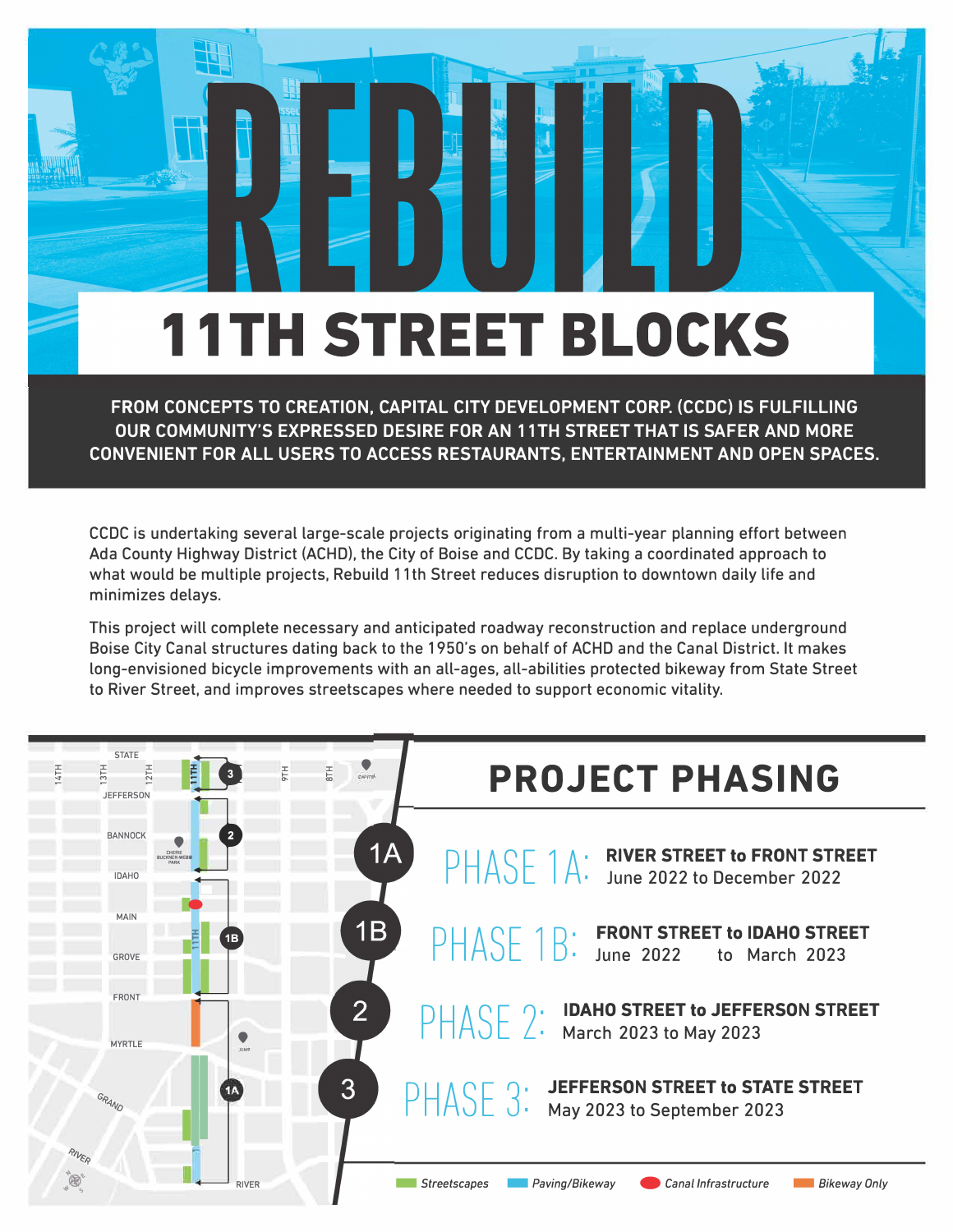# REBUILD

## 11TH STREET BLOCKS

**FROM CONCEPTS TO CREATION, CAPITAL CITY DEVELOPMENT CORP. (CCDC) IS FULFILLING OUR COMMUNITY'S EXPRESSED DESIRE FOR AN 11TH STREET THAT IS SAFER AND MORE CONVENIENT FOR ALL USERS TO ACCESS RESTAURANTS, ENTERTAINMENT AND OPEN SPACES.**

CCDC is undertaking several large-scale projects originating from a multi-year planning effort between Ada County Highway District (ACHD), the City of Boise and CCDC. By taking a coordinated approach to what would be multiple projects, Rebuild 11th Street reduces disruption to downtown daily life and minimizes delays.

This project will complete necessary and anticipated roadway reconstruction and replace underground Boise City Canal structures dating back to the 1950's on behalf of ACHD and the Canal District. It makes long-envisioned bicycle improvements with an all-ages, all-abilities protected bikeway from State Street to River Street, and improves streetscapes where needed to support economic vitality.

## PROJECT PHASING

**PHASE 1A:** **RIVER STREET to FRONT STREET**
June 2022 to December 2022

**PHASE 1B:** **FRONT STREET to IDAHO STREET**
June 2022 to March 2023

**PHASE 2:** **IDAHO STREET to JEFFERSON STREET**
March 2023 to May 2023

**PHASE 3:** **JEFFERSON STREET to STATE STREET**
May 2023 to September 2023

*Streetscapes* | *Paving/Bikeway* | *Canal Infrastructure* | *Bikeway Only*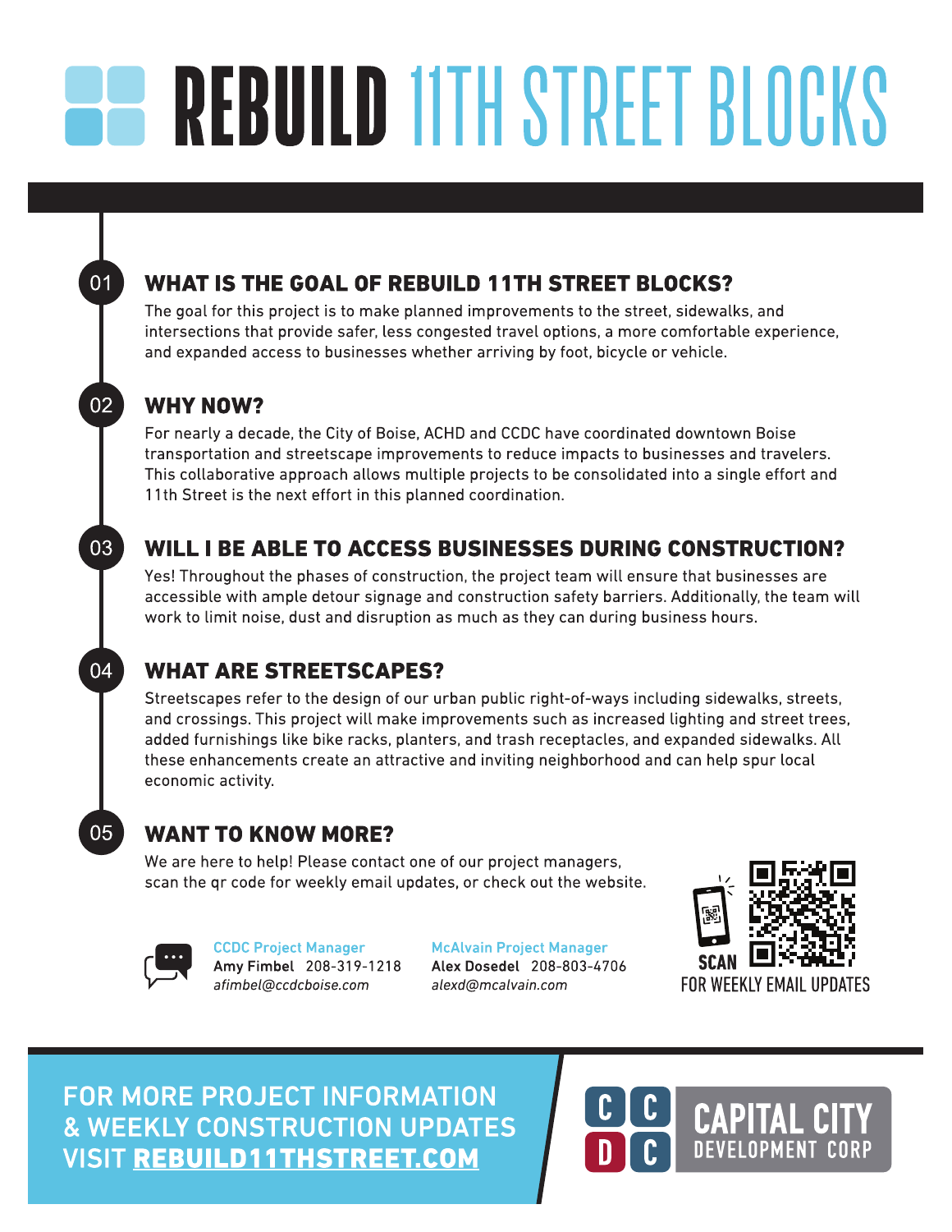# REBUILD 11TH STREET BLOCKS

## 01 WHAT IS THE GOAL OF REBUILD 11TH STREET BLOCKS?

The goal for this project is to make planned improvements to the street, sidewalks, and intersections that provide safer, less congested travel options, a more comfortable experience, and expanded access to businesses whether arriving by foot, bicycle or vehicle.

## 02 WHY NOW?

For nearly a decade, the City of Boise, ACHD and CCDC have coordinated downtown Boise transportation and streetscape improvements to reduce impacts to businesses and travelers. This collaborative approach allows multiple projects to be consolidated into a single effort and 11th Street is the next effort in this planned coordination.

## 03 WILL I BE ABLE TO ACCESS BUSINESSES DURING CONSTRUCTION?

Yes! Throughout the phases of construction, the project team will ensure that businesses are accessible with ample detour signage and construction safety barriers. Additionally, the team will work to limit noise, dust and disruption as much as they can during business hours.

## 04 WHAT ARE STREETSCAPES?

Streetscapes refer to the design of our urban public right-of-ways including sidewalks, streets, and crossings. This project will make improvements such as increased lighting and street trees, added furnishings like bike racks, planters, and trash receptacles, and expanded sidewalks. All these enhancements create an attractive and inviting neighborhood and can help spur local economic activity.

## 05 WANT TO KNOW MORE?

We are here to help! Please contact one of our project managers, scan the qr code for weekly email updates, or check out the website.

**CCDC Project Manager**
Amy Fimbel 208-319-1218
*afimbel@ccdcboise.com*

**McAlvain Project Manager**
Alex Dosedel 208-803-4706
*alexd@mcalvain.com*

SCAN FOR WEEKLY EMAIL UPDATES

FOR MORE PROJECT INFORMATION & WEEKLY CONSTRUCTION UPDATES VISIT **REBUILD11THSTREET.COM**

CCDC CAPITAL CITY DEVELOPMENT CORP